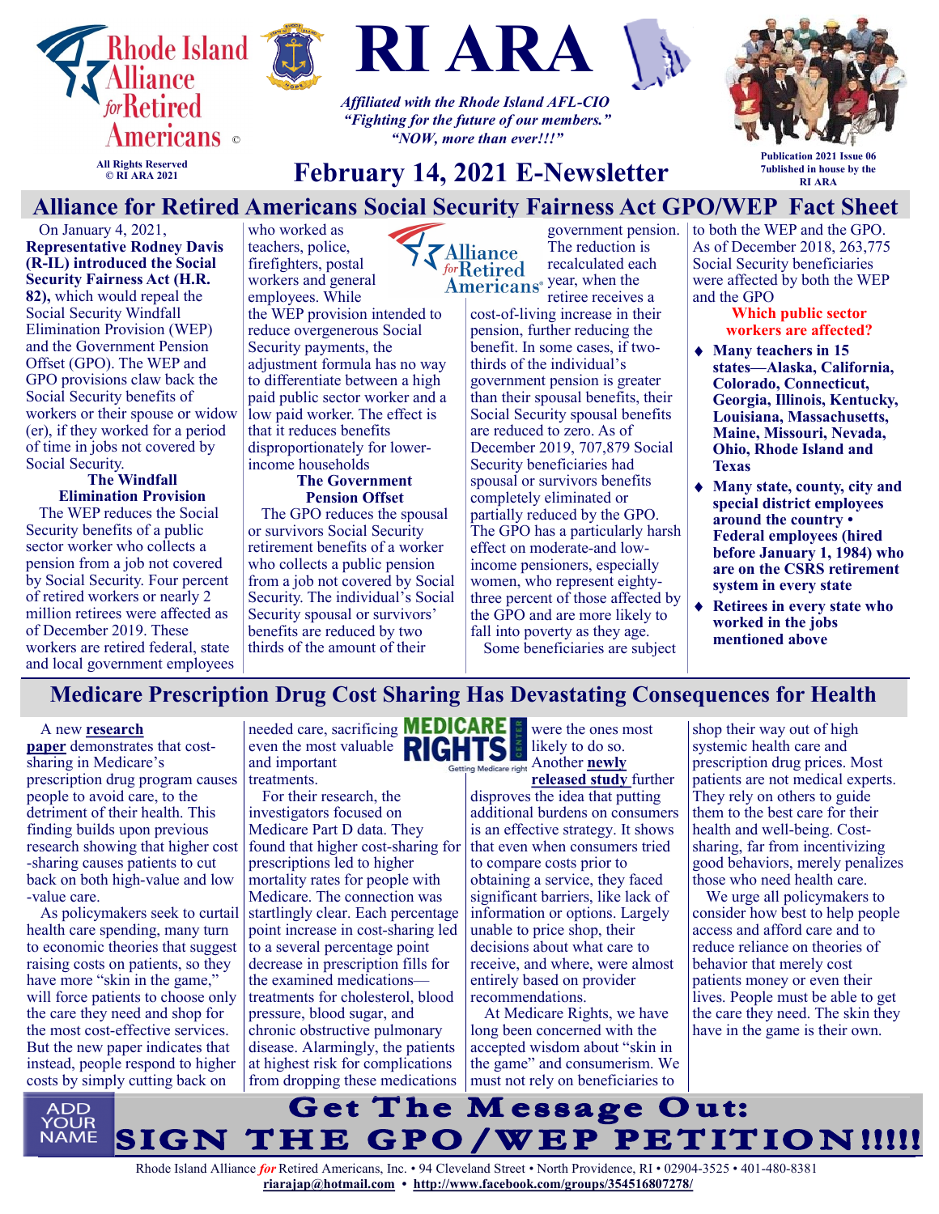# RI ARA

Rhode Island Alliance *for* Retired Americans ©

All Rights Reserved
© RI ARA 2021

*Affiliated with the Rhode Island AFL-CIO*
*"Fighting for the future of our members."*
*"NOW, more than ever!!!"*

## February 14, 2021 E-Newsletter

Publication 2021 Issue 06
7ublished in house by the RI ARA

## Alliance for Retired Americans Social Security Fairness Act GPO/WEP Fact Sheet

On January 4, 2021, **Representative Rodney Davis (R-IL) introduced the Social Security Fairness Act (H.R. 82),** which would repeal the Social Security Windfall Elimination Provision (WEP) and the Government Pension Offset (GPO). The WEP and GPO provisions claw back the Social Security benefits of workers or their spouse or widow (er), if they worked for a period of time in jobs not covered by Social Security.

**The Windfall Elimination Provision**

The WEP reduces the Social Security benefits of a public sector worker who collects a pension from a job not covered by Social Security. Four percent of retired workers or nearly 2 million retirees were affected as of December 2019. These workers are retired federal, state and local government employees who worked as teachers, police, firefighters, postal workers and general employees. While the WEP provision intended to reduce overgenerous Social Security payments, the adjustment formula has no way to differentiate between a high paid public sector worker and a low paid worker. The effect is that it reduces benefits disproportionately for lower-income households

**The Government Pension Offset**

The GPO reduces the spousal or survivors Social Security retirement benefits of a worker who collects a public pension from a job not covered by Social Security. The individual's Social Security spousal or survivors' benefits are reduced by two thirds of the amount of their government pension. The reduction is recalculated each year, when the retiree receives a cost-of-living increase in their pension, further reducing the benefit. In some cases, if two-thirds of the individual's government pension is greater than their spousal benefits, their Social Security spousal benefits are reduced to zero. As of December 2019, 707,879 Social Security beneficiaries had spousal or survivors benefits completely eliminated or partially reduced by the GPO. The GPO has a particularly harsh effect on moderate-and low-income pensioners, especially women, who represent eighty-three percent of those affected by the GPO and are more likely to fall into poverty as they age.

Some beneficiaries are subject to both the WEP and the GPO. As of December 2018, 263,775 Social Security beneficiaries were affected by both the WEP and the GPO

**Which public sector workers are affected?**

- **Many teachers in 15 states—Alaska, California, Colorado, Connecticut, Georgia, Illinois, Kentucky, Louisiana, Massachusetts, Maine, Missouri, Nevada, Ohio, Rhode Island and Texas**
- **Many state, county, city and special district employees around the country • Federal employees (hired before January 1, 1984) who are on the CSRS retirement system in every state**
- **Retirees in every state who worked in the jobs mentioned above**

## Medicare Prescription Drug Cost Sharing Has Devastating Consequences for Health

A new **research paper** demonstrates that cost-sharing in Medicare's prescription drug program causes people to avoid care, to the detriment of their health. This finding builds upon previous research showing that higher cost-sharing causes patients to cut back on both high-value and low-value care.

As policymakers seek to curtail health care spending, many turn to economic theories that suggest raising costs on patients, so they have more "skin in the game," will force patients to choose only the care they need and shop for the most cost-effective services. But the new paper indicates that instead, people respond to higher costs by simply cutting back on needed care, sacrificing even the most valuable and important treatments.

For their research, the investigators focused on Medicare Part D data. They found that higher cost-sharing for prescriptions led to higher mortality rates for people with Medicare. The connection was startlingly clear. Each percentage point increase in cost-sharing led to a several percentage point decrease in prescription fills for the examined medications—treatments for cholesterol, blood pressure, blood sugar, and chronic obstructive pulmonary disease. Alarmingly, the patients at highest risk for complications from dropping these medications were the ones most likely to do so.

Another **newly released study** further disproves the idea that putting additional burdens on consumers is an effective strategy. It shows that even when consumers tried to compare costs prior to obtaining a service, they faced significant barriers, like lack of information or options. Largely unable to price shop, their decisions about what care to receive, and where, were almost entirely based on provider recommendations.

At Medicare Rights, we have long been concerned with the accepted wisdom about "skin in the game" and consumerism. We must not rely on beneficiaries to shop their way out of high systemic health care and prescription drug prices. Most patients are not medical experts. They rely on others to guide them to the best care for their health and well-being. Cost-sharing, far from incentivizing good behaviors, merely penalizes those who need health care.

We urge all policymakers to consider how best to help people access and afford care and to reduce reliance on theories of behavior that merely cost patients money or even their lives. People must be able to get the care they need. The skin they have in the game is their own.

ADD YOUR NAME

**Get The Message Out:**
**SIGN THE GPO/WEP PETITION!!!!!**

Rhode Island Alliance *for* Retired Americans, Inc. • 94 Cleveland Street • North Providence, RI • 02904-3525 • 401-480-8381
riarajap@hotmail.com • http://www.facebook.com/groups/354516807278/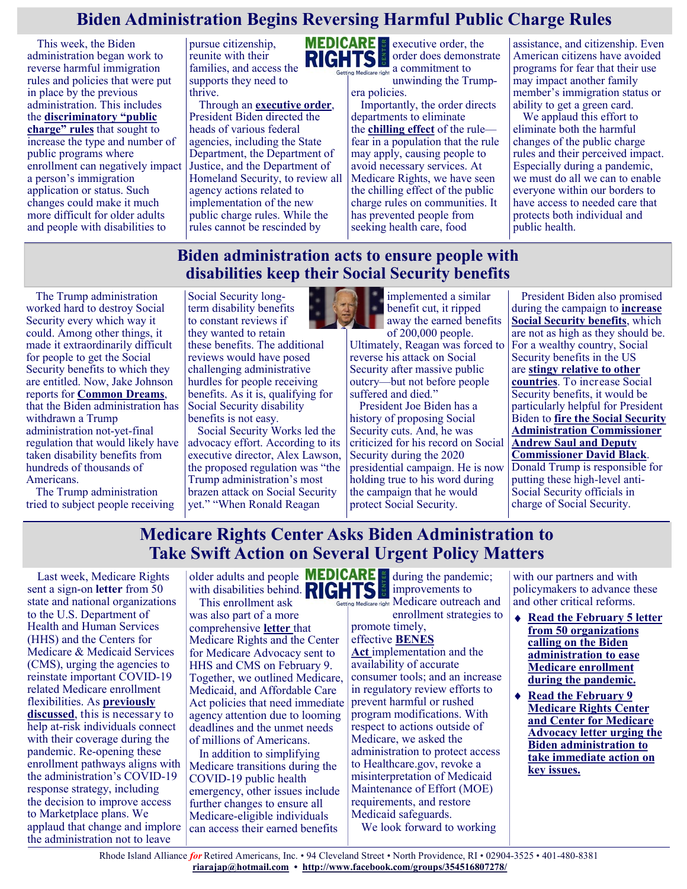## Biden Administration Begins Reversing Harmful Public Charge Rules

This week, the Biden administration began work to reverse harmful immigration rules and policies that were put in place by the previous administration. This includes the **discriminatory "public charge" rules** that sought to increase the type and number of public programs where enrollment can negatively impact a person's immigration application or status. Such changes could make it much more difficult for older adults and people with disabilities to pursue citizenship, reunite with their families, and access the supports they need to thrive.

Through an **executive order**, President Biden directed the heads of various federal agencies, including the State Department, the Department of Justice, and the Department of Homeland Security, to review all agency actions related to implementation of the new public charge rules. While the rules cannot be rescinded by executive order, the order does demonstrate a commitment to unwinding the Trump-era policies.

Importantly, the order directs departments to eliminate the **chilling effect** of the rule—fear in a population that the rule may apply, causing people to avoid necessary services. At Medicare Rights, we have seen the chilling effect of the public charge rules on communities. It has prevented people from seeking health care, food assistance, and citizenship. Even American citizens have avoided programs for fear that their use may impact another family member's immigration status or ability to get a green card.

We applaud this effort to eliminate both the harmful changes of the public charge rules and their perceived impact. Especially during a pandemic, we must do all we can to enable everyone within our borders to have access to needed care that protects both individual and public health.

## Biden administration acts to ensure people with disabilities keep their Social Security benefits

The Trump administration worked hard to destroy Social Security every which way it could. Among other things, it made it extraordinarily difficult for people to get the Social Security benefits to which they are entitled. Now, Jake Johnson reports for **Common Dreams**, that the Biden administration has withdrawn a Trump administration not-yet-final regulation that would likely have taken disability benefits from hundreds of thousands of Americans.

The Trump administration tried to subject people receiving Social Security long-term disability benefits to constant reviews if they wanted to retain these benefits. The additional reviews would have posed challenging administrative hurdles for people receiving benefits. As it is, qualifying for Social Security disability benefits is not easy.

Social Security Works led the advocacy effort. According to its executive director, Alex Lawson, the proposed regulation was "the Trump administration's most brazen attack on Social Security yet." "When Ronald Reagan implemented a similar benefit cut, it ripped away the earned benefits of 200,000 people. Ultimately, Reagan was forced to reverse his attack on Social Security after massive public outcry—but not before people suffered and died."

President Joe Biden has a history of proposing Social Security cuts. And, he was criticized for his record on Social Security during the 2020 presidential campaign. He is now holding true to his word during the campaign that he would protect Social Security.

President Biden also promised during the campaign to **increase Social Security benefits**, which are not as high as they should be. For a wealthy country, Social Security benefits in the US are **stingy relative to other countries**. To increase Social Security benefits, it would be particularly helpful for President Biden to **fire the Social Security Administration Commissioner Andrew Saul and Deputy Commissioner David Black**. Donald Trump is responsible for putting these high-level anti-Social Security officials in charge of Social Security.

## Medicare Rights Center Asks Biden Administration to Take Swift Action on Several Urgent Policy Matters

Last week, Medicare Rights sent a sign-on **letter** from 50 state and national organizations to the U.S. Department of Health and Human Services (HHS) and the Centers for Medicare & Medicaid Services (CMS), urging the agencies to reinstate important COVID-19 related Medicare enrollment flexibilities. As **previously discussed**, this is necessary to help at-risk individuals connect with their coverage during the pandemic. Re-opening these enrollment pathways aligns with the administration's COVID-19 response strategy, including the decision to improve access to Marketplace plans. We applaud that change and implore the administration not to leave older adults and people with disabilities behind.

This enrollment ask was also part of a more comprehensive **letter** that Medicare Rights and the Center for Medicare Advocacy sent to HHS and CMS on February 9. Together, we outlined Medicare, Medicaid, and Affordable Care Act policies that need immediate agency attention due to looming deadlines and the unmet needs of millions of Americans.

In addition to simplifying Medicare transitions during the COVID-19 public health emergency, other issues include further changes to ensure all Medicare-eligible individuals can access their earned benefits during the pandemic; improvements to Medicare outreach and enrollment strategies to promote timely, effective **BENES Act** implementation and the availability of accurate consumer tools; and an increase in regulatory review efforts to prevent harmful or rushed program modifications. With respect to actions outside of Medicare, we asked the administration to protect access to Healthcare.gov, revoke a misinterpretation of Medicaid Maintenance of Effort (MOE) requirements, and restore Medicaid safeguards.

We look forward to working with our partners and with policymakers to advance these and other critical reforms.

- **Read the February 5 letter from 50 organizations calling on the Biden administration to ease Medicare enrollment during the pandemic.**
- **Read the February 9 Medicare Rights Center and Center for Medicare Advocacy letter urging the Biden administration to take immediate action on key issues.**

Rhode Island Alliance *for* Retired Americans, Inc. • 94 Cleveland Street • North Providence, RI • 02904-3525 • 401-480-8381
riarajap@hotmail.com • http://www.facebook.com/groups/354516807278/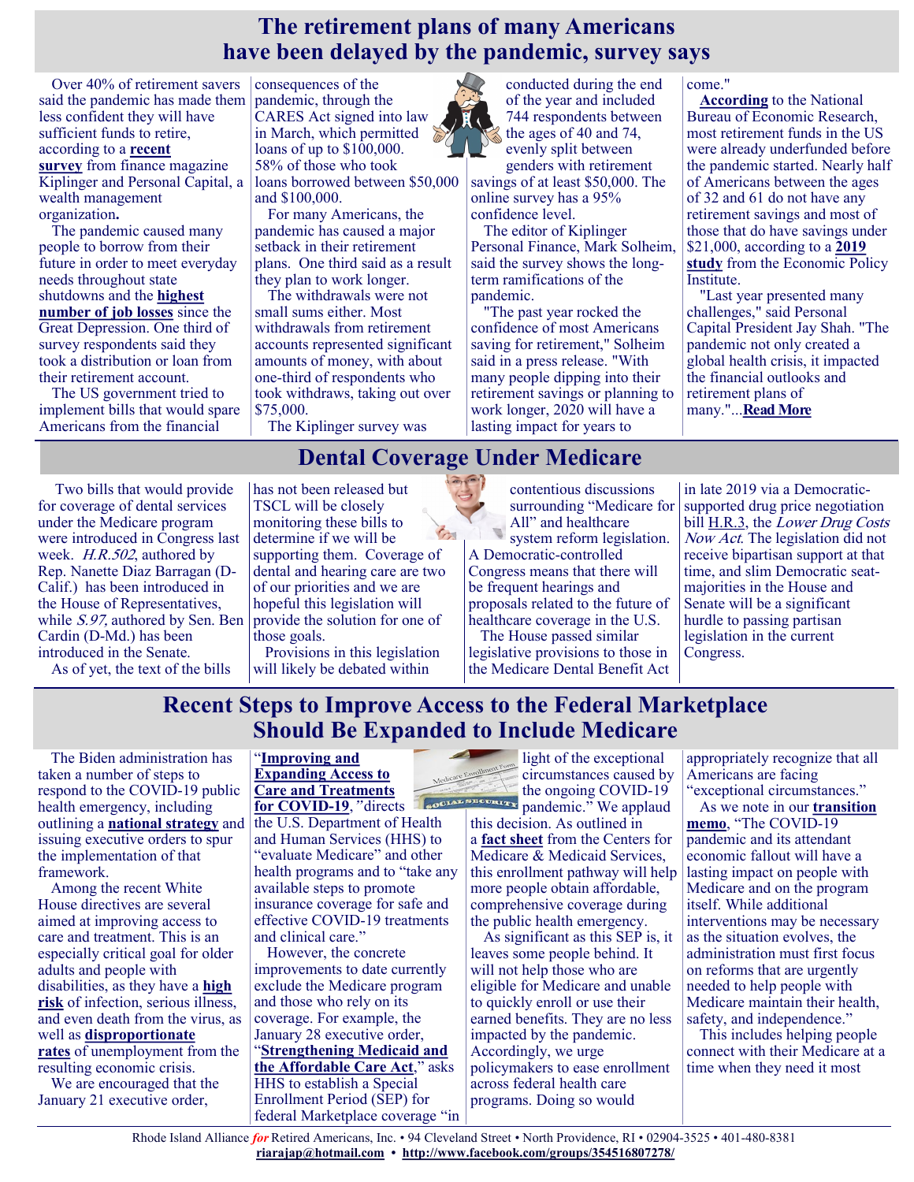# The retirement plans of many Americans have been delayed by the pandemic, survey says

Over 40% of retirement savers said the pandemic has made them less confident they will have sufficient funds to retire, according to a **recent survey** from finance magazine Kiplinger and Personal Capital, a wealth management organization**.**

The pandemic caused many people to borrow from their future in order to meet everyday needs throughout state shutdowns and the **highest number of job losses** since the Great Depression. One third of survey respondents said they took a distribution or loan from their retirement account.

The US government tried to implement bills that would spare Americans from the financial consequences of the pandemic, through the CARES Act signed into law in March, which permitted loans of up to $100,000. 58% of those who took loans borrowed between $50,000 and $100,000.

For many Americans, the pandemic has caused a major setback in their retirement plans. One third said as a result they plan to work longer.

The withdrawals were not small sums either. Most withdrawals from retirement accounts represented significant amounts of money, with about one-third of respondents who took withdraws, taking out over $75,000.

The Kiplinger survey was conducted during the end of the year and included 744 respondents between the ages of 40 and 74, evenly split between genders with retirement savings of at least $50,000. The online survey has a 95% confidence level.

The editor of Kiplinger Personal Finance, Mark Solheim, said the survey shows the long-term ramifications of the pandemic.

"The past year rocked the confidence of most Americans saving for retirement," Solheim said in a press release. "With many people dipping into their retirement savings or planning to work longer, 2020 will have a lasting impact for years to come."

**According** to the National Bureau of Economic Research, most retirement funds in the US were already underfunded before the pandemic started. Nearly half of Americans between the ages of 32 and 61 do not have any retirement savings and most of those that do have savings under $21,000, according to a **2019 study** from the Economic Policy Institute.

"Last year presented many challenges," said Personal Capital President Jay Shah. "The pandemic not only created a global health crisis, it impacted the financial outlooks and retirement plans of many."...**Read More**

# Dental Coverage Under Medicare

Two bills that would provide for coverage of dental services under the Medicare program were introduced in Congress last week. *H.R.502*, authored by Rep. Nanette Diaz Barragan (D-Calif.) has been introduced in the House of Representatives, while *S.97*, authored by Sen. Ben Cardin (D-Md.) has been introduced in the Senate.

As of yet, the text of the bills has not been released but TSCL will be closely monitoring these bills to determine if we will be supporting them. Coverage of dental and hearing care are two of our priorities and we are hopeful this legislation will provide the solution for one of those goals.

Provisions in this legislation will likely be debated within contentious discussions surrounding "Medicare for All" and healthcare system reform legislation. A Democratic-controlled Congress means that there will be frequent hearings and proposals related to the future of healthcare coverage in the U.S.

The House passed similar legislative provisions to those in the Medicare Dental Benefit Act in late 2019 via a Democratic-supported drug price negotiation bill H.R.3, the *Lower Drug Costs Now Act*. The legislation did not receive bipartisan support at that time, and slim Democratic seat-majorities in the House and Senate will be a significant hurdle to passing partisan legislation in the current Congress.

# Recent Steps to Improve Access to the Federal Marketplace Should Be Expanded to Include Medicare

The Biden administration has taken a number of steps to respond to the COVID-19 public health emergency, including outlining a **national strategy** and issuing executive orders to spur the implementation of that framework.

Among the recent White House directives are several aimed at improving access to care and treatment. This is an especially critical goal for older adults and people with disabilities, as they have a **high risk** of infection, serious illness, and even death from the virus, as well as **disproportionate rates** of unemployment from the resulting economic crisis.

We are encouraged that the January 21 executive order, "**Improving and Expanding Access to Care and Treatments for COVID-19**," directs the U.S. Department of Health and Human Services (HHS) to "evaluate Medicare" and other health programs and to "take any available steps to promote insurance coverage for safe and effective COVID-19 treatments and clinical care."

However, the concrete improvements to date currently exclude the Medicare program and those who rely on its coverage. For example, the January 28 executive order, "**Strengthening Medicaid and the Affordable Care Act**," asks HHS to establish a Special Enrollment Period (SEP) for federal Marketplace coverage "in light of the exceptional circumstances caused by the ongoing COVID-19 pandemic." We applaud this decision. As outlined in a **fact sheet** from the Centers for Medicare & Medicaid Services, this enrollment pathway will help more people obtain affordable, comprehensive coverage during the public health emergency.

As significant as this SEP is, it leaves some people behind. It will not help those who are eligible for Medicare and unable to quickly enroll or use their earned benefits. They are no less impacted by the pandemic. Accordingly, we urge policymakers to ease enrollment across federal health care programs. Doing so would appropriately recognize that all Americans are facing "exceptional circumstances."

As we note in our **transition memo**, "The COVID-19 pandemic and its attendant economic fallout will have a lasting impact on people with Medicare and on the program itself. While additional interventions may be necessary as the situation evolves, the administration must first focus on reforms that are urgently needed to help people with Medicare maintain their health, safety, and independence."

This includes helping people connect with their Medicare at a time when they need it most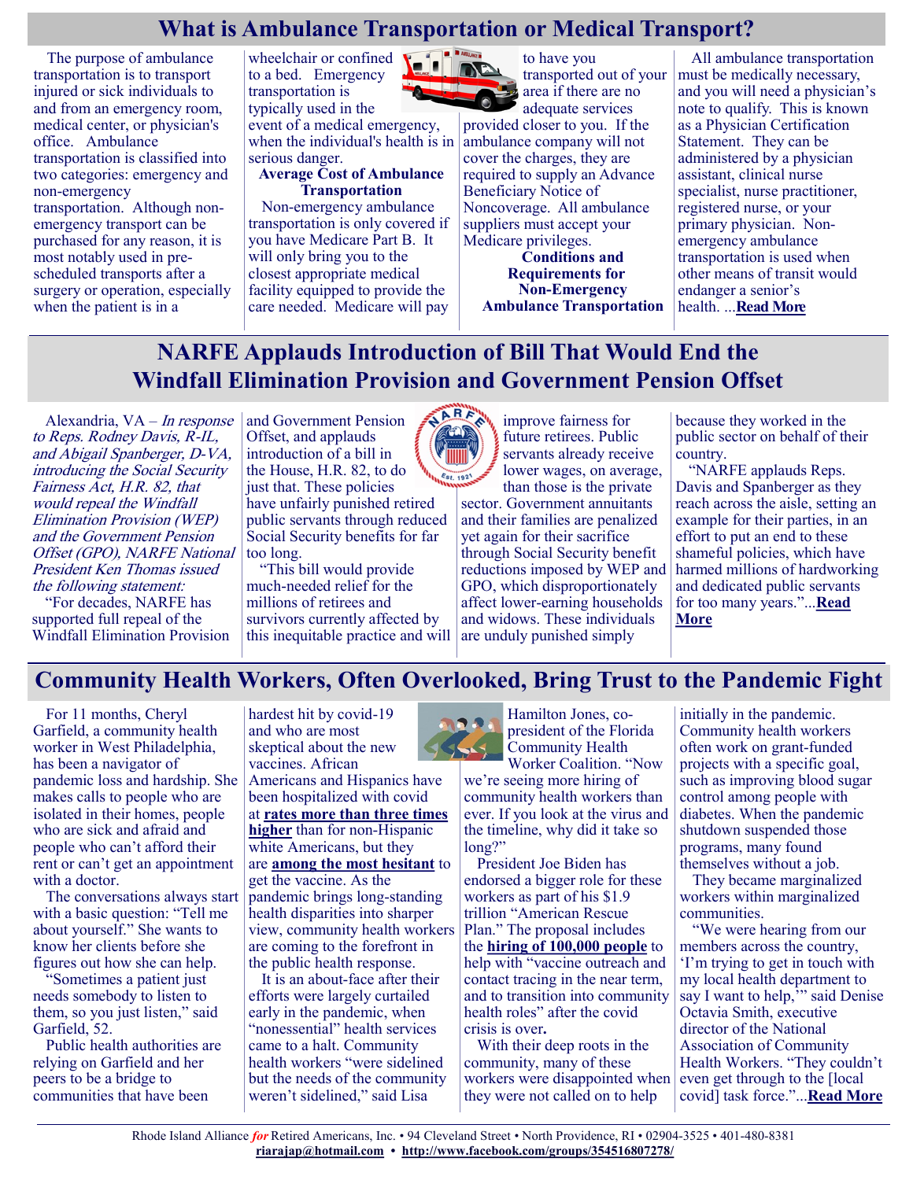## What is Ambulance Transportation or Medical Transport?

The purpose of ambulance transportation is to transport injured or sick individuals to and from an emergency room, medical center, or physician's office. Ambulance transportation is classified into two categories: emergency and non-emergency transportation. Although non-emergency transport can be purchased for any reason, it is most notably used in pre-scheduled transports after a surgery or operation, especially when the patient is in a wheelchair or confined to a bed. Emergency transportation is typically used in the event of a medical emergency, when the individual's health is in serious danger.

**Average Cost of Ambulance Transportation**

Non-emergency ambulance transportation is only covered if you have Medicare Part B. It will only bring you to the closest appropriate medical facility equipped to provide the care needed. Medicare will pay to have you transported out of your area if there are no adequate services provided closer to you. If the ambulance company will not cover the charges, they are required to supply an Advance Beneficiary Notice of Noncoverage. All ambulance suppliers must accept your Medicare privileges.

**Conditions and Requirements for Non-Emergency Ambulance Transportation**

All ambulance transportation must be medically necessary, and you will need a physician's note to qualify. This is known as a Physician Certification Statement. They can be administered by a physician assistant, clinical nurse specialist, nurse practitioner, registered nurse, or your primary physician. Non-emergency ambulance transportation is used when other means of transit would endanger a senior's health. ...**Read More**

## NARFE Applauds Introduction of Bill That Would End the Windfall Elimination Provision and Government Pension Offset

Alexandria, VA – *In response to Reps. Rodney Davis, R-IL, and Abigail Spanberger, D-VA, introducing the Social Security Fairness Act, H.R. 82, that would repeal the Windfall Elimination Provision (WEP) and the Government Pension Offset (GPO), NARFE National President Ken Thomas issued the following statement:*

"For decades, NARFE has supported full repeal of the Windfall Elimination Provision and Government Pension Offset, and applauds introduction of a bill in the House, H.R. 82, to do just that. These policies have unfairly punished retired public servants through reduced Social Security benefits for far too long.

"This bill would provide much-needed relief for the millions of retirees and survivors currently affected by this inequitable practice and will improve fairness for future retirees. Public servants already receive lower wages, on average, than those is the private sector. Government annuitants and their families are penalized yet again for their sacrifice through Social Security benefit reductions imposed by WEP and GPO, which disproportionately affect lower-earning households and widows. These individuals are unduly punished simply because they worked in the public sector on behalf of their country.

"NARFE applauds Reps. Davis and Spanberger as they reach across the aisle, setting an example for their parties, in an effort to put an end to these shameful policies, which have harmed millions of hardworking and dedicated public servants for too many years."...**Read More**

## Community Health Workers, Often Overlooked, Bring Trust to the Pandemic Fight

For 11 months, Cheryl Garfield, a community health worker in West Philadelphia, has been a navigator of pandemic loss and hardship. She makes calls to people who are isolated in their homes, people who are sick and afraid and people who can't afford their rent or can't get an appointment with a doctor.

The conversations always start with a basic question: "Tell me about yourself." She wants to know her clients before she figures out how she can help.

"Sometimes a patient just needs somebody to listen to them, so you just listen," said Garfield, 52.

Public health authorities are relying on Garfield and her peers to be a bridge to communities that have been hardest hit by covid-19 and who are most skeptical about the new vaccines. African Americans and Hispanics have been hospitalized with covid at **rates more than three times higher** than for non-Hispanic white Americans, but they are **among the most hesitant** to get the vaccine. As the pandemic brings long-standing health disparities into sharper view, community health workers are coming to the forefront in the public health response.

It is an about-face after their efforts were largely curtailed early in the pandemic, when "nonessential" health services came to a halt. Community health workers "were sidelined but the needs of the community weren't sidelined," said Lisa Hamilton Jones, co-president of the Florida Community Health Worker Coalition. "Now we're seeing more hiring of community health workers than ever. If you look at the virus and the timeline, why did it take so long?"

President Joe Biden has endorsed a bigger role for these workers as part of his $1.9 trillion "American Rescue Plan." The proposal includes the **hiring of 100,000 people** to help with "vaccine outreach and contact tracing in the near term, and to transition into community health roles" after the covid crisis is over.

With their deep roots in the community, many of these workers were disappointed when they were not called on to help initially in the pandemic. Community health workers often work on grant-funded projects with a specific goal, such as improving blood sugar control among people with diabetes. When the pandemic shutdown suspended those programs, many found themselves without a job.

They became marginalized workers within marginalized communities.

"We were hearing from our members across the country, 'I'm trying to get in touch with my local health department to say I want to help,'" said Denise Octavia Smith, executive director of the National Association of Community Health Workers. "They couldn't even get through to the [local covid] task force."...**Read More**

Rhode Island Alliance *for* Retired Americans, Inc. • 94 Cleveland Street • North Providence, RI • 02904-3525 • 401-480-8381
**riarajap@hotmail.com** • **http://www.facebook.com/groups/354516807278/**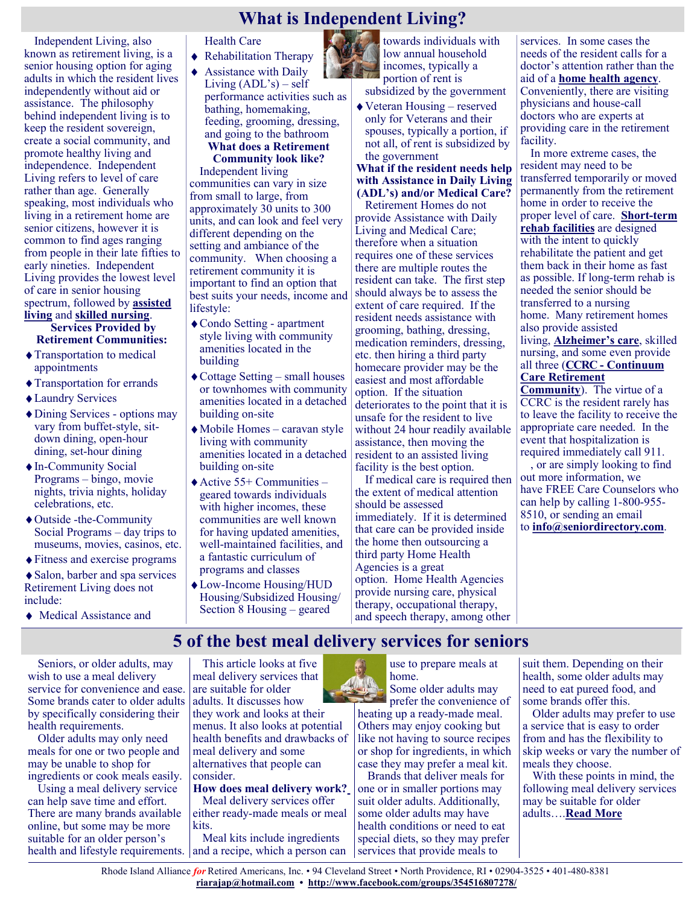# What is Independent Living?

Independent Living, also known as retirement living, is a senior housing option for aging adults in which the resident lives independently without aid or assistance. The philosophy behind independent living is to keep the resident sovereign, create a social community, and promote healthy living and independence. Independent Living refers to level of care rather than age. Generally speaking, most individuals who living in a retirement home are senior citizens, however it is common to find ages ranging from people in their late fifties to early nineties. Independent Living provides the lowest level of care in senior housing spectrum, followed by **assisted living** and **skilled nursing**.

**Services Provided by Retirement Communities:**

- Transportation to medical appointments
- Transportation for errands
- Laundry Services
- Dining Services - options may vary from buffet-style, sit-down dining, open-hour dining, set-hour dining
- In-Community Social Programs – bingo, movie nights, trivia nights, holiday celebrations, etc.
- Outside -the-Community Social Programs – day trips to museums, movies, casinos, etc.
- Fitness and exercise programs
- Salon, barber and spa services

Retirement Living does not include:

- Medical Assistance and Health Care
- Rehabilitation Therapy
- Assistance with Daily Living (ADL's) – self performance activities such as bathing, homemaking, feeding, grooming, dressing, and going to the bathroom

**What does a Retirement Community look like?**

Independent living communities can vary in size from small to large, from approximately 30 units to 300 units, and can look and feel very different depending on the setting and ambiance of the community. When choosing a retirement community it is important to find an option that best suits your needs, income and lifestyle:

- Condo Setting - apartment style living with community amenities located in the building
- Cottage Setting – small houses or townhomes with community amenities located in a detached building on-site
- Mobile Homes – caravan style living with community amenities located in a detached building on-site
- Active 55+ Communities – geared towards individuals with higher incomes, these communities are well known for having updated amenities, well-maintained facilities, and a fantastic curriculum of programs and classes
- Low-Income Housing/HUD Housing/Subsidized Housing/ Section 8 Housing – geared towards individuals with low annual household incomes, typically a portion of rent is subsidized by the government
- Veteran Housing – reserved only for Veterans and their spouses, typically a portion, if not all, of rent is subsidized by the government

**What if the resident needs help with Assistance in Daily Living (ADL's) and/or Medical Care?**

Retirement Homes do not provide Assistance with Daily Living and Medical Care; therefore when a situation requires one of these services there are multiple routes the resident can take. The first step should always be to assess the extent of care required. If the resident needs assistance with grooming, bathing, dressing, medication reminders, dressing, etc. then hiring a third party homecare provider may be the easiest and most affordable option. If the situation deteriorates to the point that it is unsafe for the resident to live without 24 hour readily available assistance, then moving the resident to an assisted living facility is the best option.

If medical care is required then the extent of medical attention should be assessed immediately. If it is determined that care can be provided inside the home then outsourcing a third party Home Health Agencies is a great option. Home Health Agencies provide nursing care, physical therapy, occupational therapy, and speech therapy, among other services. In some cases the needs of the resident calls for a doctor's attention rather than the aid of a **home health agency**. Conveniently, there are visiting physicians and house-call doctors who are experts at providing care in the retirement facility.

In more extreme cases, the resident may need to be transferred temporarily or moved permanently from the retirement home in order to receive the proper level of care. **Short-term rehab facilities** are designed with the intent to quickly rehabilitate the patient and get them back in their home as fast as possible. If long-term rehab is needed the senior should be transferred to a nursing home. Many retirement homes also provide assisted living, **Alzheimer's care**, skilled nursing, and some even provide all three (**CCRC - Continuum Care Retirement Community**). The virtue of a CCRC is the resident rarely has to leave the facility to receive the appropriate care needed. In the event that hospitalization is required immediately call 911.

, or are simply looking to find out more information, we have FREE Care Counselors who can help by calling 1-800-955-8510, or sending an email to **info@seniordirectory.com**.

# 5 of the best meal delivery services for seniors

Seniors, or older adults, may wish to use a meal delivery service for convenience and ease. Some brands cater to older adults by specifically considering their health requirements.

Older adults may only need meals for one or two people and may be unable to shop for ingredients or cook meals easily.

Using a meal delivery service can help save time and effort. There are many brands available online, but some may be more suitable for an older person's health and lifestyle requirements.

This article looks at five meal delivery services that are suitable for older adults. It discusses how they work and looks at their menus. It also looks at potential health benefits and drawbacks of meal delivery and some alternatives that people can consider.

**How does meal delivery work?**

Meal delivery services offer either ready-made meals or meal kits.

Meal kits include ingredients and a recipe, which a person can use to prepare meals at home.

Some older adults may prefer the convenience of heating up a ready-made meal. Others may enjoy cooking but like not having to source recipes or shop for ingredients, in which case they may prefer a meal kit.

Brands that deliver meals for one or in smaller portions may suit older adults. Additionally, some older adults may have health conditions or need to eat special diets, so they may prefer services that provide meals to suit them. Depending on their health, some older adults may need to eat pureed food, and some brands offer this.

Older adults may prefer to use a service that is easy to order from and has the flexibility to skip weeks or vary the number of meals they choose.

With these points in mind, the following meal delivery services may be suitable for older adults….**Read More**

Rhode Island Alliance *for* Retired Americans, Inc. • 94 Cleveland Street • North Providence, RI • 02904-3525 • 401-480-8381
**riarajap@hotmail.com** • **http://www.facebook.com/groups/354516807278/**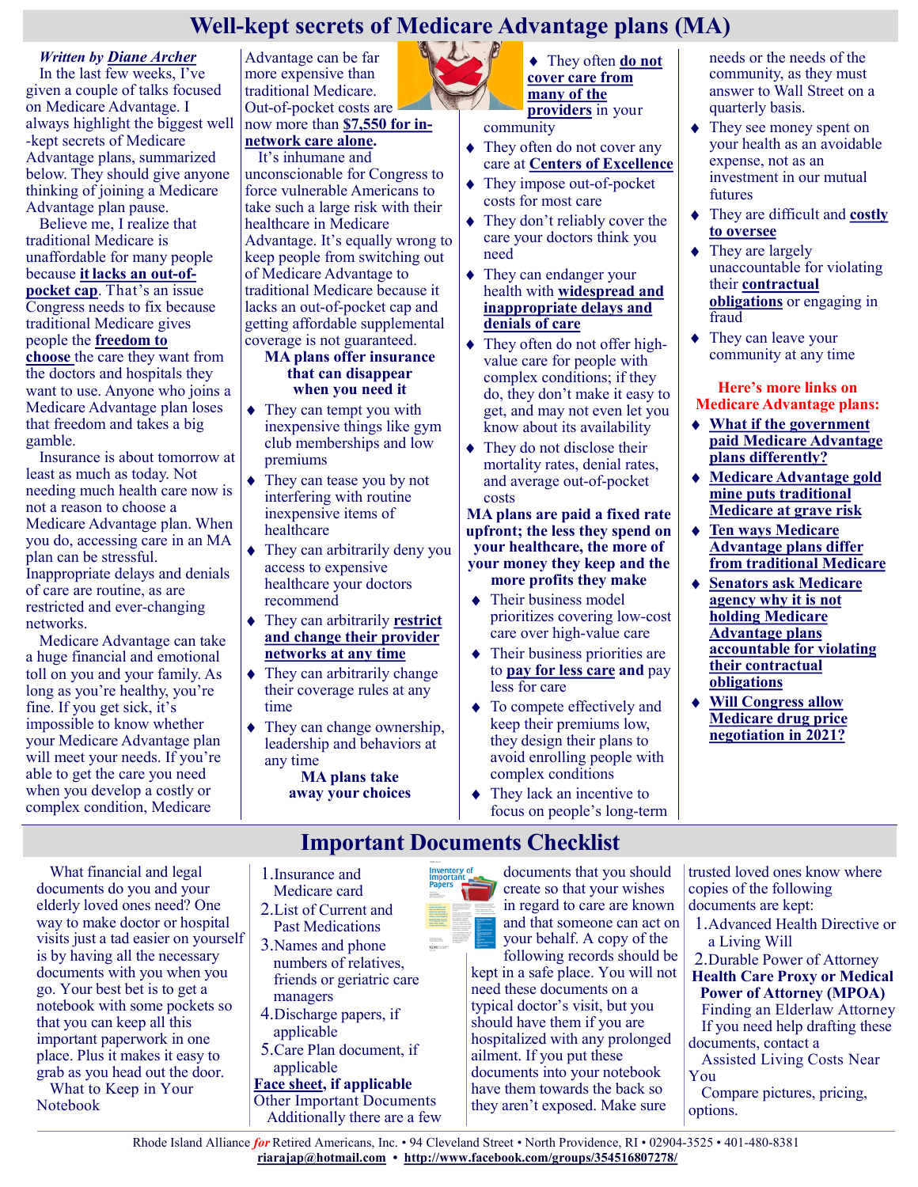# Well-kept secrets of Medicare Advantage plans (MA)

***Written by Diane Archer***

In the last few weeks, I've given a couple of talks focused on Medicare Advantage. I always highlight the biggest well-kept secrets of Medicare Advantage plans, summarized below. They should give anyone thinking of joining a Medicare Advantage plan pause.

Believe me, I realize that traditional Medicare is unaffordable for many people because **it lacks an out-of-pocket cap**. That's an issue Congress needs to fix because traditional Medicare gives people the **freedom to choose** the care they want from the doctors and hospitals they want to use. Anyone who joins a Medicare Advantage plan loses that freedom and takes a big gamble.

Insurance is about tomorrow at least as much as today. Not needing much health care now is not a reason to choose a Medicare Advantage plan. When you do, accessing care in an MA plan can be stressful. Inappropriate delays and denials of care are routine, as are restricted and ever-changing networks.

Medicare Advantage can take a huge financial and emotional toll on you and your family. As long as you're healthy, you're fine. If you get sick, it's impossible to know whether your Medicare Advantage plan will meet your needs. If you're able to get the care you need when you develop a costly or complex condition, Medicare Advantage can be far more expensive than traditional Medicare. Out-of-pocket costs are now more than **$7,550 for in-network care alone.**

It's inhumane and unconscionable for Congress to force vulnerable Americans to take such a large risk with their healthcare in Medicare Advantage. It's equally wrong to keep people from switching out of Medicare Advantage to traditional Medicare because it lacks an out-of-pocket cap and getting affordable supplemental coverage is not guaranteed.

**MA plans offer insurance that can disappear when you need it**

- They can tempt you with inexpensive things like gym club memberships and low premiums
- They can tease you by not interfering with routine inexpensive items of healthcare
- They can arbitrarily deny you access to expensive healthcare your doctors recommend
- They can arbitrarily **restrict and change their provider networks at any time**
- They can arbitrarily change their coverage rules at any time
- They can change ownership, leadership and behaviors at any time

**MA plans take away your choices**

- They often **do not cover care from many of the providers** in your community
- They often do not cover any care at **Centers of Excellence**
- They impose out-of-pocket costs for most care
- They don't reliably cover the care your doctors think you need
- They can endanger your health with **widespread and inappropriate delays and denials of care**
- They often do not offer high-value care for people with complex conditions; if they do, they don't make it easy to get, and may not even let you know about its availability
- They do not disclose their mortality rates, denial rates, and average out-of-pocket costs

**MA plans are paid a fixed rate upfront; the less they spend on your healthcare, the more of your money they keep and the more profits they make**

- Their business model prioritizes covering low-cost care over high-value care
- Their business priorities are to **pay for less care** and pay less for care
- To compete effectively and keep their premiums low, they design their plans to avoid enrolling people with complex conditions
- They lack an incentive to focus on people's long-term needs or the needs of the community, as they must answer to Wall Street on a quarterly basis.
- They see money spent on your health as an avoidable expense, not as an investment in our mutual futures
- They are difficult and **costly to oversee**
- They are largely unaccountable for violating their **contractual obligations** or engaging in fraud
- They can leave your community at any time

**Here's more links on Medicare Advantage plans:**

- **What if the government paid Medicare Advantage plans differently?**
- **Medicare Advantage gold mine puts traditional Medicare at grave risk**
- **Ten ways Medicare Advantage plans differ from traditional Medicare**
- **Senators ask Medicare agency why it is not holding Medicare Advantage plans accountable for violating their contractual obligations**
- **Will Congress allow Medicare drug price negotiation in 2021?**

# Important Documents Checklist

What financial and legal documents do you and your elderly loved ones need? One way to make doctor or hospital visits just a tad easier on yourself is by having all the necessary documents with you when you go. Your best bet is to get a notebook with some pockets so that you can keep all this important paperwork in one place. Plus it makes it easy to grab as you head out the door.

What to Keep in Your Notebook

1. Insurance and Medicare card
2. List of Current and Past Medications
3. Names and phone numbers of relatives, friends or geriatric care managers
4. Discharge papers, if applicable
5. Care Plan document, if applicable

**Face sheet, if applicable**

Other Important Documents

Additionally there are a few documents that you should create so that your wishes in regard to care are known and that someone can act on your behalf. A copy of the following records should be kept in a safe place. You will not need these documents on a typical doctor's visit, but you should have them if you are hospitalized with any prolonged ailment. If you put these documents into your notebook have them towards the back so they aren't exposed. Make sure trusted loved ones know where copies of the following documents are kept:

1. Advanced Health Directive or a Living Will
2. Durable Power of Attorney

**Health Care Proxy or Medical Power of Attorney (MPOA)**

Finding an Elderlaw Attorney

If you need help drafting these documents, contact a

Assisted Living Costs Near You

Compare pictures, pricing, options.

Rhode Island Alliance *for* Retired Americans, Inc. • 94 Cleveland Street • North Providence, RI • 02904-3525 • 401-480-8381
**riarajap@hotmail.com** • **http://www.facebook.com/groups/354516807278/**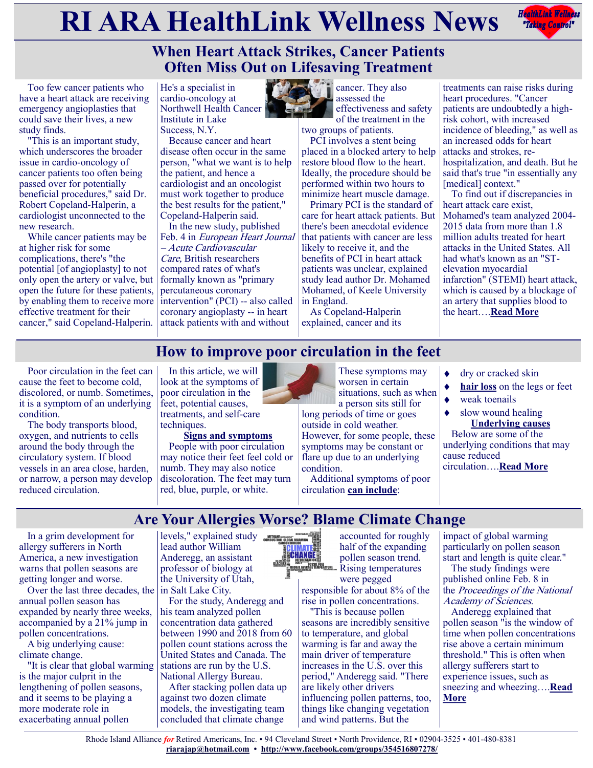# RI ARA HealthLink Wellness News

## When Heart Attack Strikes, Cancer Patients Often Miss Out on Lifesaving Treatment

Too few cancer patients who have a heart attack are receiving emergency angioplasties that could save their lives, a new study finds.

"This is an important study, which underscores the broader issue in cardio-oncology of cancer patients too often being passed over for potentially beneficial procedures," said Dr. Robert Copeland-Halperin, a cardiologist unconnected to the new research.

While cancer patients may be at higher risk for some complications, there's "the potential [of angioplasty] to not only open the artery or valve, but open the future for these patients, by enabling them to receive more effective treatment for their cancer," said Copeland-Halperin. He's a specialist in cardio-oncology at Northwell Health Cancer Institute in Lake Success, N.Y.

Because cancer and heart disease often occur in the same person, "what we want is to help the patient, and hence a cardiologist and an oncologist must work together to produce the best results for the patient," Copeland-Halperin said.

In the new study, published Feb. 4 in *European Heart Journal – Acute Cardiovascular Care*, British researchers compared rates of what's formally known as "primary percutaneous coronary intervention" (PCI) -- also called coronary angioplasty -- in heart attack patients with and without cancer. They also assessed the effectiveness and safety of the treatment in the two groups of patients.

PCI involves a stent being placed in a blocked artery to help restore blood flow to the heart. Ideally, the procedure should be performed within two hours to minimize heart muscle damage.

Primary PCI is the standard of care for heart attack patients. But there's been anecdotal evidence that patients with cancer are less likely to receive it, and the benefits of PCI in heart attack patients was unclear, explained study lead author Dr. Mohamed Mohamed, of Keele University in England.

As Copeland-Halperin explained, cancer and its treatments can raise risks during heart procedures. "Cancer patients are undoubtedly a high-risk cohort, with increased incidence of bleeding," as well as an increased odds for heart attacks and strokes, re-hospitalization, and death. But he said that's true "in essentially any [medical] context."

To find out if discrepancies in heart attack care exist, Mohamed's team analyzed 2004-2015 data from more than 1.8 million adults treated for heart attacks in the United States. All had what's known as an "ST-elevation myocardial infarction" (STEMI) heart attack, which is caused by a blockage of an artery that supplies blood to the heart….**Read More**

## How to improve poor circulation in the feet

Poor circulation in the feet can cause the feet to become cold, discolored, or numb. Sometimes, it is a symptom of an underlying condition.

The body transports blood, oxygen, and nutrients to cells around the body through the circulatory system. If blood vessels in an area close, harden, or narrow, a person may develop reduced circulation.

In this article, we will look at the symptoms of poor circulation in the feet, potential causes, treatments, and self-care techniques.

**Signs and symptoms**

People with poor circulation may notice their feet feel cold or numb. They may also notice discoloration. The feet may turn red, blue, purple, or white.

These symptoms may worsen in certain situations, such as when a person sits still for long periods of time or goes outside in cold weather. However, for some people, these symptoms may be constant or flare up due to an underlying condition.

Additional symptoms of poor circulation **can include**:

- dry or cracked skin
- **hair loss** on the legs or feet
- weak toenails
- slow wound healing

**Underlying causes**

Below are some of the underlying conditions that may cause reduced circulation….**Read More**

## Are Your Allergies Worse? Blame Climate Change

In a grim development for allergy sufferers in North America, a new investigation warns that pollen seasons are getting longer and worse.

Over the last three decades, the annual pollen season has expanded by nearly three weeks, accompanied by a 21% jump in pollen concentrations.

A big underlying cause: climate change.

"It is clear that global warming is the major culprit in the lengthening of pollen seasons, and it seems to be playing a more moderate role in exacerbating annual pollen levels," explained study lead author William Anderegg, an assistant professor of biology at the University of Utah, in Salt Lake City.

For the study, Anderegg and his team analyzed pollen concentration data gathered between 1990 and 2018 from 60 pollen count stations across the United States and Canada. The stations are run by the U.S. National Allergy Bureau.

After stacking pollen data up against two dozen climate models, the investigating team concluded that climate change accounted for roughly half of the expanding pollen season trend. Rising temperatures were pegged responsible for about 8% of the rise in pollen concentrations.

"This is because pollen seasons are incredibly sensitive to temperature, and global warming is far and away the main driver of temperature increases in the U.S. over this period," Anderegg said. "There are likely other drivers influencing pollen patterns, too, things like changing vegetation and wind patterns. But the impact of global warming particularly on pollen season start and length is quite clear."

The study findings were published online Feb. 8 in the *Proceedings of the National Academy of Sciences*.

Anderegg explained that pollen season "is the window of time when pollen concentrations rise above a certain minimum threshold." This is often when allergy sufferers start to experience issues, such as sneezing and wheezing….**Read More**

Rhode Island Alliance *for* Retired Americans, Inc. • 94 Cleveland Street • North Providence, RI • 02904-3525 • 401-480-8381
**riarajap@hotmail.com** • **http://www.facebook.com/groups/354516807278/**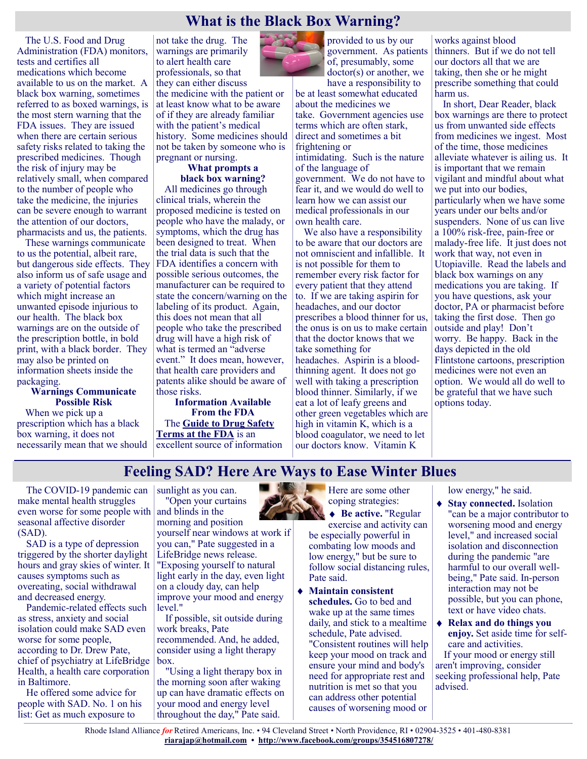# What is the Black Box Warning?

The U.S. Food and Drug Administration (FDA) monitors, tests and certifies all medications which become available to us on the market. A black box warning, sometimes referred to as boxed warnings, is the most stern warning that the FDA issues. They are issued when there are certain serious safety risks related to taking the prescribed medicines. Though the risk of injury may be relatively small, when compared to the number of people who take the medicine, the injuries can be severe enough to warrant the attention of our doctors, pharmacists and us, the patients.

These warnings communicate to us the potential, albeit rare, but dangerous side effects. They also inform us of safe usage and a variety of potential factors which might increase an unwanted episode injurious to our health. The black box warnings are on the outside of the prescription bottle, in bold print, with a black border. They may also be printed on information sheets inside the packaging.

### Warnings Communicate Possible Risk

When we pick up a prescription which has a black box warning, it does not necessarily mean that we should not take the drug. The warnings are primarily to alert health care professionals, so that they can either discuss the medicine with the patient or at least know what to be aware of if they are already familiar with the patient's medical history. Some medicines should not be taken by someone who is pregnant or nursing.

### What prompts a black box warning?

All medicines go through clinical trials, wherein the proposed medicine is tested on people who have the malady, or symptoms, which the drug has been designed to treat. When the trial data is such that the FDA identifies a concern with possible serious outcomes, the manufacturer can be required to state the concern/warning on the labeling of its product. Again, this does not mean that all people who take the prescribed drug will have a high risk of what is termed an "adverse event." It does mean, however, that health care providers and patents alike should be aware of those risks.

### Information Available From the FDA

The **Guide to Drug Safety Terms at the FDA** is an excellent source of information provided to us by our government. As patients of, presumably, some doctor(s) or another, we have a responsibility to be at least somewhat educated about the medicines we take. Government agencies use terms which are often stark, direct and sometimes a bit frightening or intimidating. Such is the nature of the language of government. We do not have to fear it, and we would do well to learn how we can assist our medical professionals in our own health care.

We also have a responsibility to be aware that our doctors are not omniscient and infallible. It is not possible for them to remember every risk factor for every patient that they attend to. If we are taking aspirin for headaches, and our doctor prescribes a blood thinner for us, the onus is on us to make certain that the doctor knows that we take something for headaches. Aspirin is a blood-thinning agent. It does not go well with taking a prescription blood thinner. Similarly, if we eat a lot of leafy greens and other green vegetables which are high in vitamin K, which is a blood coagulator, we need to let our doctors know. Vitamin K works against blood thinners. But if we do not tell our doctors all that we are taking, then she or he might prescribe something that could harm us.

In short, Dear Reader, black box warnings are there to protect us from unwanted side effects from medicines we ingest. Most of the time, those medicines alleviate whatever is ailing us. It is important that we remain vigilant and mindful about what we put into our bodies, particularly when we have some years under our belts and/or suspenders. None of us can live a 100% risk-free, pain-free or malady-free life. It just does not work that way, not even in Utopiaville. Read the labels and black box warnings on any medications you are taking. If you have questions, ask your doctor, PA or pharmacist before taking the first dose. Then go outside and play! Don't worry. Be happy. Back in the days depicted in the old Flintstone cartoons, prescription medicines were not even an option. We would all do well to be grateful that we have such options today.

# Feeling SAD? Here Are Ways to Ease Winter Blues

The COVID-19 pandemic can make mental health struggles even worse for some people with seasonal affective disorder (SAD).

SAD is a type of depression triggered by the shorter daylight hours and gray skies of winter. It causes symptoms such as overeating, social withdrawal and decreased energy.

Pandemic-related effects such as stress, anxiety and social isolation could make SAD even worse for some people, according to Dr. Drew Pate, chief of psychiatry at LifeBridge Health, a health care corporation in Baltimore.

He offered some advice for people with SAD. No. 1 on his list: Get as much exposure to sunlight as you can.

"Open your curtains and blinds in the morning and position yourself near windows at work if you can," Pate suggested in a LifeBridge news release. "Exposing yourself to natural light early in the day, even light on a cloudy day, can help improve your mood and energy level."

If possible, sit outside during work breaks, Pate recommended. And, he added, consider using a light therapy box.

"Using a light therapy box in the morning soon after waking up can have dramatic effects on your mood and energy level throughout the day," Pate said.

Here are some other coping strategies:

- **Be active.** "Regular exercise and activity can be especially powerful in combating low moods and low energy," but be sure to follow social distancing rules, Pate said.
- **Maintain consistent schedules.** Go to bed and wake up at the same times daily, and stick to a mealtime schedule, Pate advised. "Consistent routines will help keep your mood on track and ensure your mind and body's need for appropriate rest and nutrition is met so that you can address other potential causes of worsening mood or low energy," he said.
- **Stay connected.** Isolation "can be a major contributor to worsening mood and energy level," and increased social isolation and disconnection during the pandemic "are harmful to our overall well-being," Pate said. In-person interaction may not be possible, but you can phone, text or have video chats.
- **Relax and do things you enjoy.** Set aside time for self-care and activities.

If your mood or energy still aren't improving, consider seeking professional help, Pate advised.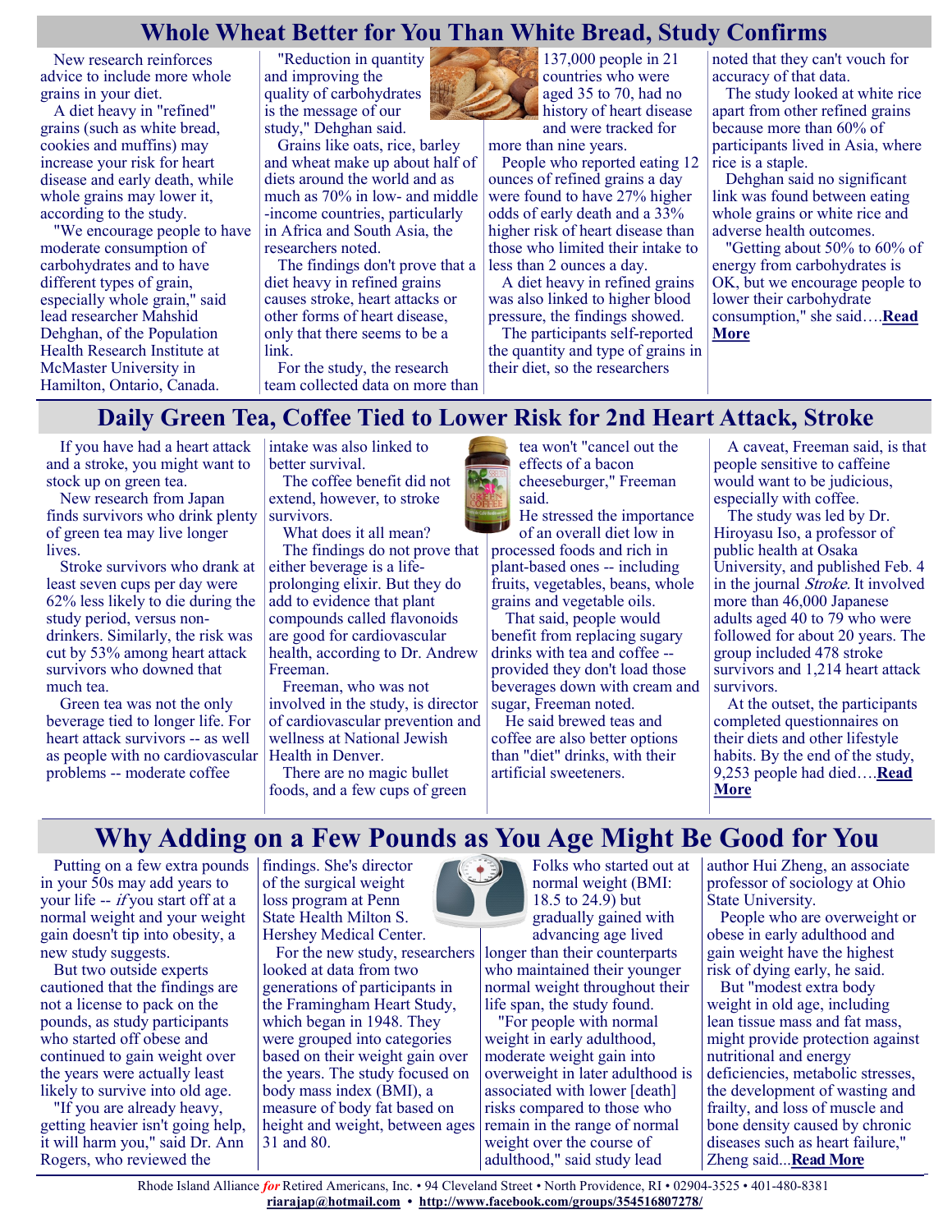# Whole Wheat Better for You Than White Bread, Study Confirms

New research reinforces advice to include more whole grains in your diet.

A diet heavy in "refined" grains (such as white bread, cookies and muffins) may increase your risk for heart disease and early death, while whole grains may lower it, according to the study.

"We encourage people to have moderate consumption of carbohydrates and to have different types of grain, especially whole grain," said lead researcher Mahshid Dehghan, of the Population Health Research Institute at McMaster University in Hamilton, Ontario, Canada.

"Reduction in quantity and improving the quality of carbohydrates is the message of our study," Dehghan said.

Grains like oats, rice, barley and wheat make up about half of diets around the world and as much as 70% in low- and middle-income countries, particularly in Africa and South Asia, the researchers noted.

The findings don't prove that a diet heavy in refined grains causes stroke, heart attacks or other forms of heart disease, only that there seems to be a link.

For the study, the research team collected data on more than 137,000 people in 21 countries who were aged 35 to 70, had no history of heart disease and were tracked for more than nine years.

People who reported eating 12 ounces of refined grains a day were found to have 27% higher odds of early death and a 33% higher risk of heart disease than those who limited their intake to less than 2 ounces a day.

A diet heavy in refined grains was also linked to higher blood pressure, the findings showed.

The participants self-reported the quantity and type of grains in their diet, so the researchers noted that they can't vouch for accuracy of that data.

The study looked at white rice apart from other refined grains because more than 60% of participants lived in Asia, where rice is a staple.

Dehghan said no significant link was found between eating whole grains or white rice and adverse health outcomes.

"Getting about 50% to 60% of energy from carbohydrates is OK, but we encourage people to lower their carbohydrate consumption," she said….**Read More**

# Daily Green Tea, Coffee Tied to Lower Risk for 2nd Heart Attack, Stroke

If you have had a heart attack and a stroke, you might want to stock up on green tea.

New research from Japan finds survivors who drink plenty of green tea may live longer lives.

Stroke survivors who drank at least seven cups per day were 62% less likely to die during the study period, versus non-drinkers. Similarly, the risk was cut by 53% among heart attack survivors who downed that much tea.

Green tea was not the only beverage tied to longer life. For heart attack survivors -- as well as people with no cardiovascular problems -- moderate coffee intake was also linked to better survival.

The coffee benefit did not extend, however, to stroke survivors.

What does it all mean?

The findings do not prove that either beverage is a life-prolonging elixir. But they do add to evidence that plant compounds called flavonoids are good for cardiovascular health, according to Dr. Andrew Freeman.

Freeman, who was not involved in the study, is director of cardiovascular prevention and wellness at National Jewish Health in Denver.

There are no magic bullet foods, and a few cups of green tea won't "cancel out the effects of a bacon cheeseburger," Freeman said.

He stressed the importance of an overall diet low in processed foods and rich in plant-based ones -- including fruits, vegetables, beans, whole grains and vegetable oils.

That said, people would benefit from replacing sugary drinks with tea and coffee -- provided they don't load those beverages down with cream and sugar, Freeman noted.

He said brewed teas and coffee are also better options than "diet" drinks, with their artificial sweeteners.

A caveat, Freeman said, is that people sensitive to caffeine would want to be judicious, especially with coffee.

The study was led by Dr. Hiroyasu Iso, a professor of public health at Osaka University, and published Feb. 4 in the journal *Stroke*. It involved more than 46,000 Japanese adults aged 40 to 79 who were followed for about 20 years. The group included 478 stroke survivors and 1,214 heart attack survivors.

At the outset, the participants completed questionnaires on their diets and other lifestyle habits. By the end of the study, 9,253 people had died….**Read More**

# Why Adding on a Few Pounds as You Age Might Be Good for You

Putting on a few extra pounds in your 50s may add years to your life -- *if* you start off at a normal weight and your weight gain doesn't tip into obesity, a new study suggests.

But two outside experts cautioned that the findings are not a license to pack on the pounds, as study participants who started off obese and continued to gain weight over the years were actually least likely to survive into old age.

"If you are already heavy, getting heavier isn't going help, it will harm you," said Dr. Ann Rogers, who reviewed the findings. She's director of the surgical weight loss program at Penn State Health Milton S. Hershey Medical Center.

For the new study, researchers looked at data from two generations of participants in the Framingham Heart Study, which began in 1948. They were grouped into categories based on their weight gain over the years. The study focused on body mass index (BMI), a measure of body fat based on height and weight, between ages 31 and 80.

Folks who started out at normal weight (BMI: 18.5 to 24.9) but gradually gained with advancing age lived longer than their counterparts who maintained their younger normal weight throughout their life span, the study found.

"For people with normal weight in early adulthood, moderate weight gain into overweight in later adulthood is associated with lower [death] risks compared to those who remain in the range of normal weight over the course of adulthood," said study lead author Hui Zheng, an associate professor of sociology at Ohio State University.

People who are overweight or obese in early adulthood and gain weight have the highest risk of dying early, he said.

But "modest extra body weight in old age, including lean tissue mass and fat mass, might provide protection against nutritional and energy deficiencies, metabolic stresses, the development of wasting and frailty, and loss of muscle and bone density caused by chronic diseases such as heart failure," Zheng said...**Read More**

Rhode Island Alliance *for* Retired Americans, Inc. • 94 Cleveland Street • North Providence, RI • 02904-3525 • 401-480-8381
**riarajap@hotmail.com** • **http://www.facebook.com/groups/354516807278/**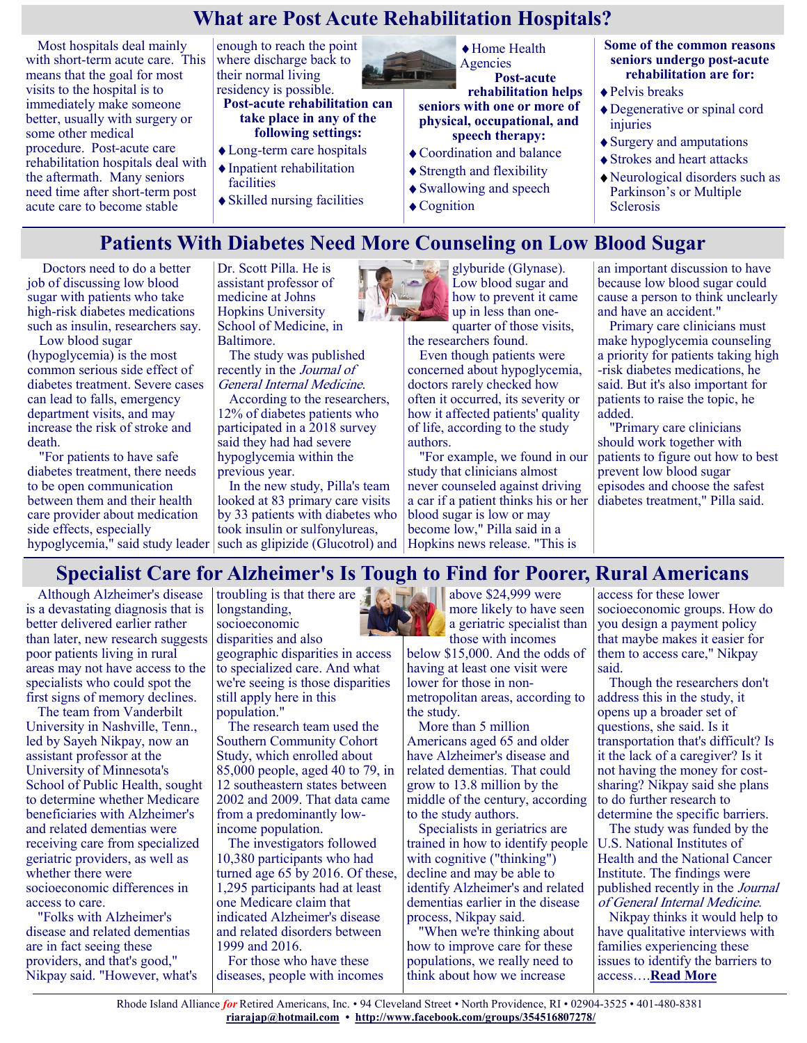## What are Post Acute Rehabilitation Hospitals?

Most hospitals deal mainly with short-term acute care. This means that the goal for most visits to the hospital is to immediately make someone better, usually with surgery or some other medical procedure. Post-acute care rehabilitation hospitals deal with the aftermath. Many seniors need time after short-term post acute care to become stable enough to reach the point where discharge back to their normal living residency is possible.

**Post-acute rehabilitation can take place in any of the following settings:**

- Long-term care hospitals
- Inpatient rehabilitation facilities
- Skilled nursing facilities
- Home Health Agencies

**Post-acute rehabilitation helps seniors with one or more of physical, occupational, and speech therapy:**

- Coordination and balance
- Strength and flexibility
- Swallowing and speech
- Cognition

**Some of the common reasons seniors undergo post-acute rehabilitation are for:**

- Pelvis breaks
- Degenerative or spinal cord injuries
- Surgery and amputations
- Strokes and heart attacks
- Neurological disorders such as Parkinson's or Multiple Sclerosis

## Patients With Diabetes Need More Counseling on Low Blood Sugar

Doctors need to do a better job of discussing low blood sugar with patients who take high-risk diabetes medications such as insulin, researchers say.

Low blood sugar (hypoglycemia) is the most common serious side effect of diabetes treatment. Severe cases can lead to falls, emergency department visits, and may increase the risk of stroke and death.

"For patients to have safe diabetes treatment, there needs to be open communication between them and their health care provider about medication side effects, especially hypoglycemia," said study leader Dr. Scott Pilla. He is assistant professor of medicine at Johns Hopkins University School of Medicine, in Baltimore.

The study was published recently in the *Journal of General Internal Medicine*.

According to the researchers, 12% of diabetes patients who participated in a 2018 survey said they had had severe hypoglycemia within the previous year.

In the new study, Pilla's team looked at 83 primary care visits by 33 patients with diabetes who took insulin or sulfonylureas, such as glipizide (Glucotrol) and glyburide (Glynase). Low blood sugar and how to prevent it came up in less than one-quarter of those visits, the researchers found.

Even though patients were concerned about hypoglycemia, doctors rarely checked how often it occurred, its severity or how it affected patients' quality of life, according to the study authors.

"For example, we found in our study that clinicians almost never counseled against driving a car if a patient thinks his or her blood sugar is low or may become low," Pilla said in a Hopkins news release. "This is an important discussion to have because low blood sugar could cause a person to think unclearly and have an accident."

Primary care clinicians must make hypoglycemia counseling a priority for patients taking high-risk diabetes medications, he said. But it's also important for patients to raise the topic, he added.

"Primary care clinicians should work together with patients to figure out how to best prevent low blood sugar episodes and choose the safest diabetes treatment," Pilla said.

## Specialist Care for Alzheimer's Is Tough to Find for Poorer, Rural Americans

Although Alzheimer's disease is a devastating diagnosis that is better delivered earlier rather than later, new research suggests poor patients living in rural areas may not have access to the specialists who could spot the first signs of memory declines.

The team from Vanderbilt University in Nashville, Tenn., led by Sayeh Nikpay, now an assistant professor at the University of Minnesota's School of Public Health, sought to determine whether Medicare beneficiaries with Alzheimer's and related dementias were receiving care from specialized geriatric providers, as well as whether there were socioeconomic differences in access to care.

"Folks with Alzheimer's disease and related dementias are in fact seeing these providers, and that's good," Nikpay said. "However, what's troubling is that there are longstanding, socioeconomic disparities and also geographic disparities in access to specialized care. And what we're seeing is those disparities still apply here in this population."

The research team used the Southern Community Cohort Study, which enrolled about 85,000 people, aged 40 to 79, in 12 southeastern states between 2002 and 2009. That data came from a predominantly low-income population.

The investigators followed 10,380 participants who had turned age 65 by 2016. Of these, 1,295 participants had at least one Medicare claim that indicated Alzheimer's disease and related disorders between 1999 and 2016.

For those who have these diseases, people with incomes above $24,999 were more likely to have seen a geriatric specialist than those with incomes below $15,000. And the odds of having at least one visit were lower for those in non-metropolitan areas, according to the study.

More than 5 million Americans aged 65 and older have Alzheimer's disease and related dementias. That could grow to 13.8 million by the middle of the century, according to the study authors.

Specialists in geriatrics are trained in how to identify people with cognitive ("thinking") decline and may be able to identify Alzheimer's and related dementias earlier in the disease process, Nikpay said.

"When we're thinking about how to improve care for these populations, we really need to think about how we increase access for these lower socioeconomic groups. How do you design a payment policy that maybe makes it easier for them to access care," Nikpay said.

Though the researchers don't address this in the study, it opens up a broader set of questions, she said. Is it transportation that's difficult? Is it the lack of a caregiver? Is it not having the money for cost-sharing? Nikpay said she plans to do further research to determine the specific barriers.

The study was funded by the U.S. National Institutes of Health and the National Cancer Institute. The findings were published recently in the *Journal of General Internal Medicine*.

Nikpay thinks it would help to have qualitative interviews with families experiencing these issues to identify the barriers to access….**Read More**

Rhode Island Alliance *for* Retired Americans, Inc. • 94 Cleveland Street • North Providence, RI • 02904-3525 • 401-480-8381
**riarajap@hotmail.com** • **http://www.facebook.com/groups/354516807278/**